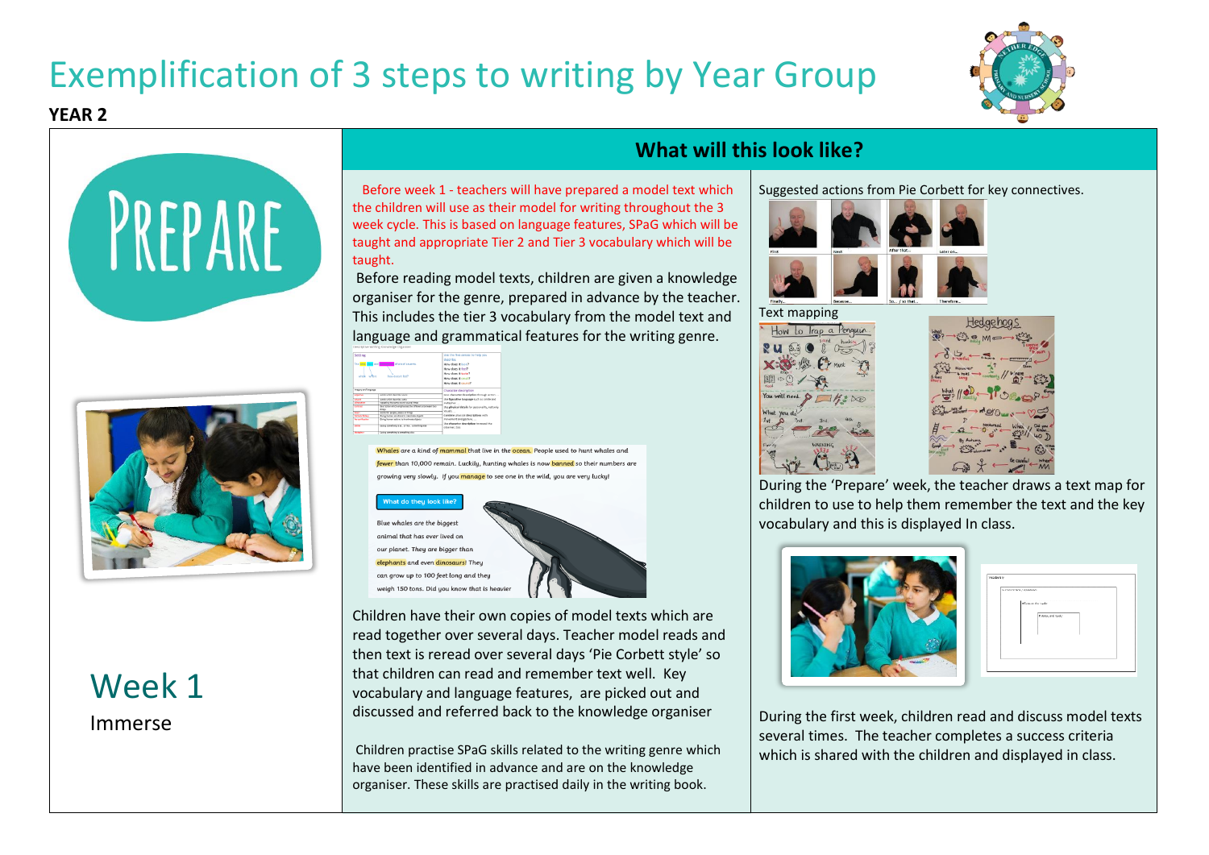# Exemplification of 3 steps to writing by Year Group

**YEAR 2**

## PREPARE

## Week 1

Immerse

## What will this look like?

Before week 1 - teachers will have prepared a model text which the children will use as their model for writing throughout the 3 week cycle. This is based on language features, SPaG which will be taught and appropriate Tier 2 and Tier 3 vocabulary which will be taught.

Before reading model texts, children are given a knowledge organiser for the genre, prepared in advance by the teacher. This includes the tier 3 vocabulary from the model text and language and grammatical features for the writing genre.

Whales are a kind of mammal that live in the ocean. People used to hunt whales and fewer than 10,000 remain. Luckily, hunting whales is now banned so their numbers are growing very slowly. If you manage to see one in the wild, you are very lucky!

What do they look like?

Blue whales are the biggest animal that has ever lived on our planet. They are bigger than elephants and even dinosaurs! They can grow up to 100 feet long and they weigh 150 tons. Did you know that is heavier

Children have their own copies of model texts which are read together over several days. Teacher model reads and then text is reread over several days 'Pie Corbett style' so that children can read and remember text well. Key vocabulary and language features, are picked out and discussed and referred back to the knowledge organiser

Children practise SPaG skills related to the writing genre which have been identified in advance and are on the knowledge organiser. These skills are practised daily in the writing book.

Suggested actions from Pie Corbett for key connectives.

First | Next | After that... | Later on...
Finally... | Because... | So... / so that... | Therefore...

Text mapping

How to Trap a Penguin

Hedgehogs

During the 'Prepare' week, the teacher draws a text map for children to use to help them remember the text and the key vocabulary and this is displayed In class.

During the first week, children read and discuss model texts several times. The teacher completes a success criteria which is shared with the children and displayed in class.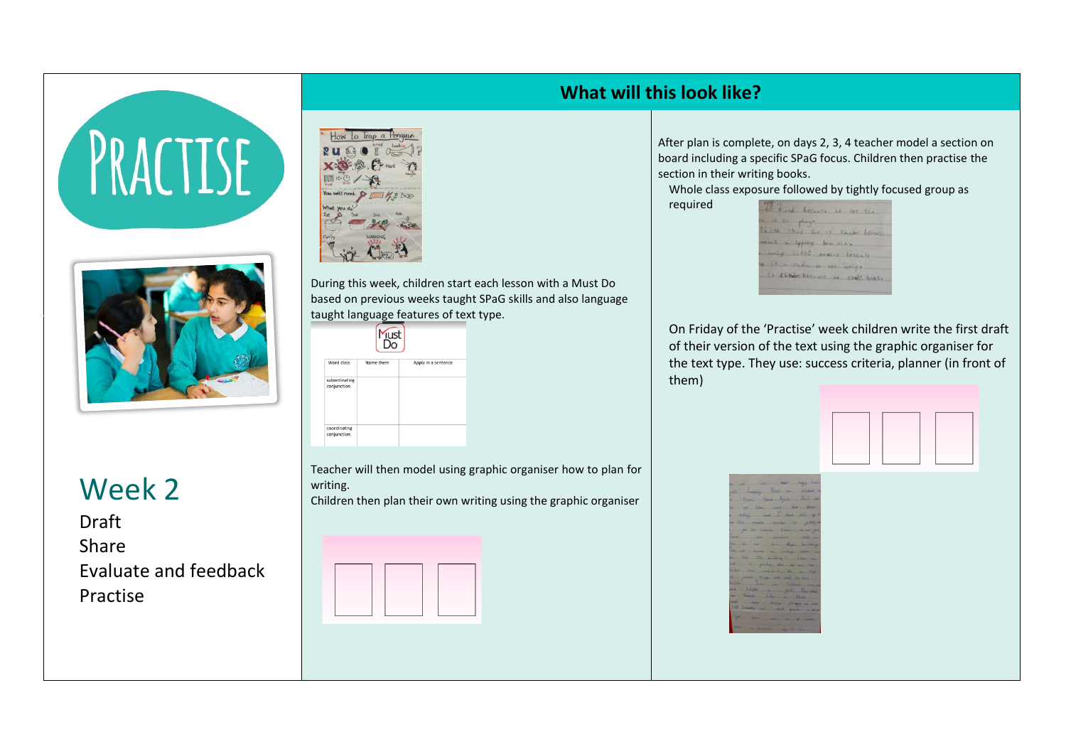# PRACTISE

## Week 2

Draft
Share
Evaluate and feedback
Practise

## What will this look like?

During this week, children start each lesson with a Must Do based on previous weeks taught SPaG skills and also language taught language features of text type.

| Word class | Name them | Apply in a sentence |
|---|---|---|
| subordinating conjunction | | |
| coordinating conjunction | | |

Teacher will then model using graphic organiser how to plan for writing.
Children then plan their own writing using the graphic organiser

After plan is complete, on days 2, 3, 4 teacher model a section on board including a specific SPaG focus. Children then practise the section in their writing books.

Whole class exposure followed by tightly focused group as required

On Friday of the 'Practise' week children write the first draft of their version of the text using the graphic organiser for the text type. They use: success criteria, planner (in front of them)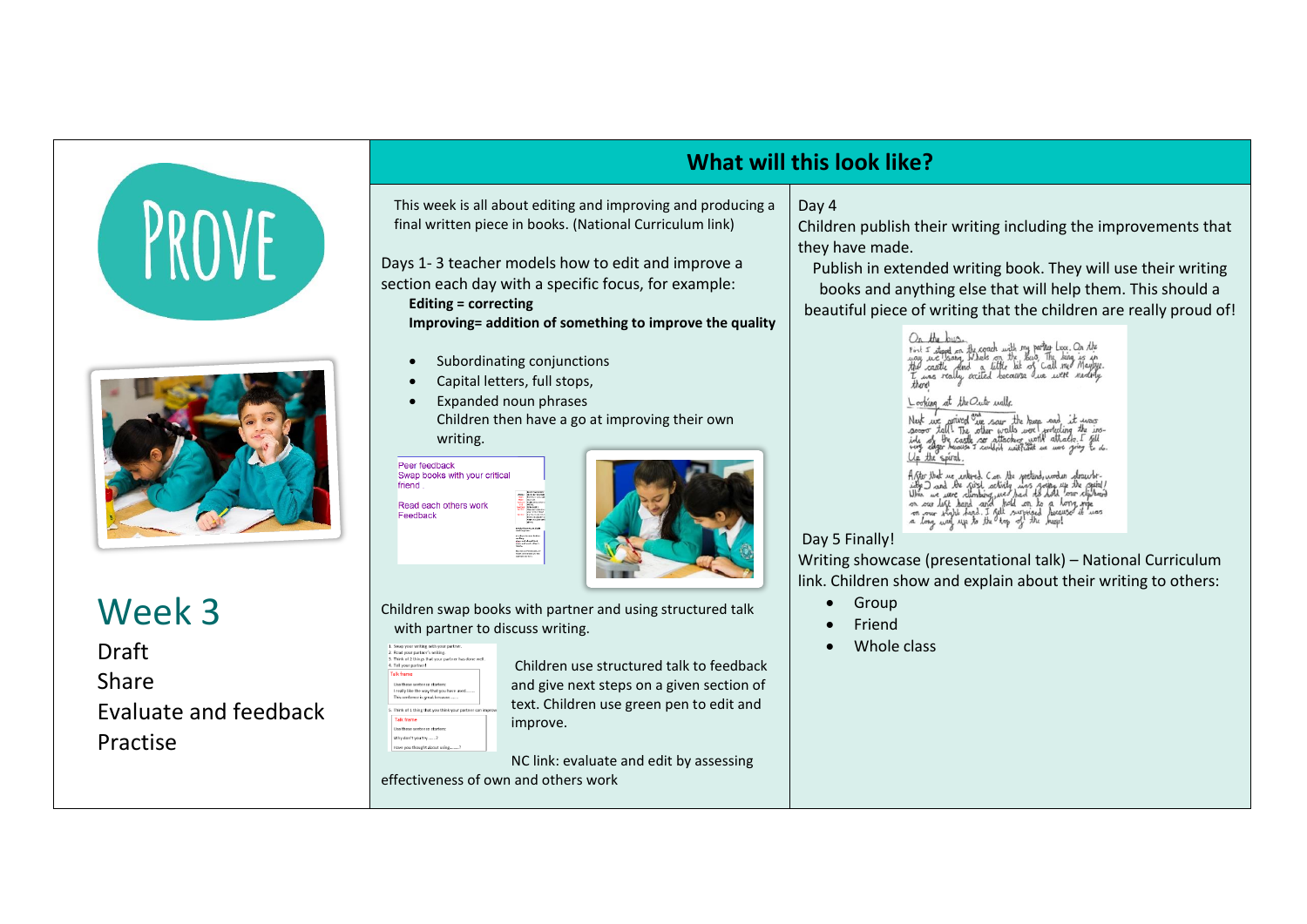# PROVE

## Week 3

Draft
Share
Evaluate and feedback
Practise

## What will this look like?

This week is all about editing and improving and producing a final written piece in books. (National Curriculum link)

Days 1- 3 teacher models how to edit and improve a section each day with a specific focus, for example:

**Editing = correcting**
**Improving= addition of something to improve the quality**

- Subordinating conjunctions
- Capital letters, full stops,
- Expanded noun phrases

Children then have a go at improving their own writing.

Peer feedback
Swap books with your critical friend .

Read each others work
Feedback

Children swap books with partner and using structured talk with partner to discuss writing.

1. Swap your writing with your partner.
2. Read your partner's writing.
3. Think of 2 things that your partner has done well.
4. Tell your partner!

Talk frame
Use these sentence starters:
I really like the way that you have used.......
This sentence is great because ......

5. Think of 1 thing that you think your partner can improve

Talk frame
Use these sentence starters:
Why don't you try......?
Have you thought about using......?

Children use structured talk to feedback and give next steps on a given section of text. Children use green pen to edit and improve.

NC link: evaluate and edit by assessing effectiveness of own and others work

Day 4

Children publish their writing including the improvements that they have made.

Publish in extended writing book. They will use their writing books and anything else that will help them. This should a beautiful piece of writing that the children are really proud of!

Day 5 Finally!

Writing showcase (presentational talk) – National Curriculum link. Children show and explain about their writing to others:

- Group
- Friend
- Whole class